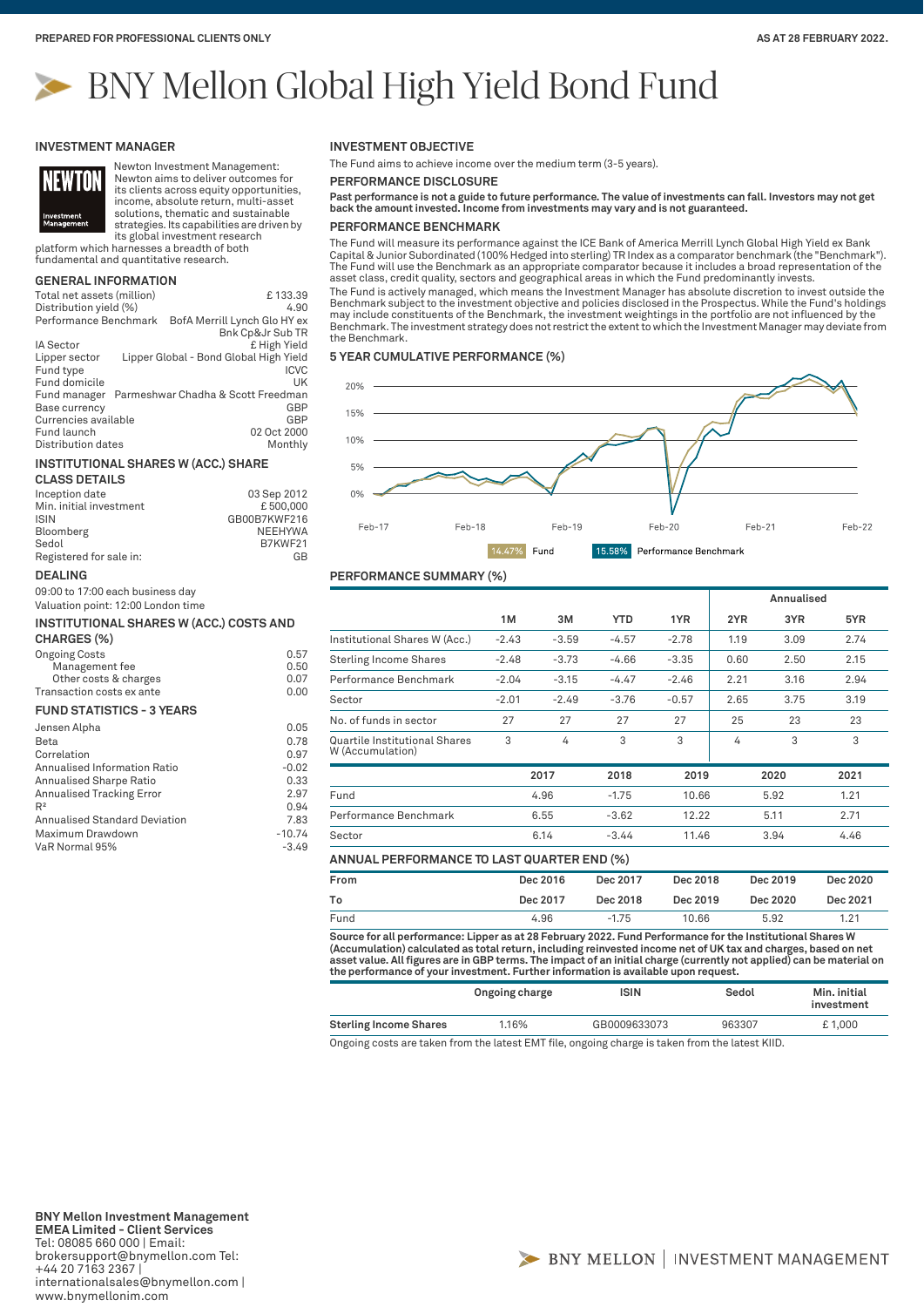PREPARED FOR PROFESSIONAL CLIENTS ONLY

AS AT 28 FEBRUARY 2022.

# BNY Mellon Global High Yield Bond Fund

## INVESTMENT MANAGER

Newton Investment Management: Newton aims to deliver outcomes for its clients across equity opportunities, income, absolute return, multi-asset solutions, thematic and sustainable strategies. Its capabilities are driven by its global investment research platform which harnesses a breadth of both fundamental and quantitative research.

## GENERAL INFORMATION

| | |
|---|---|
| Total net assets (million) | £ 133.39 |
| Distribution yield (%) | 4.90 |
| Performance Benchmark | BofA Merrill Lynch Glo HY ex Bnk Cp&Jr Sub TR |
| IA Sector | £ High Yield |
| Lipper sector | Lipper Global - Bond Global High Yield |
| Fund type | ICVC |
| Fund domicile | UK |
| Fund manager | Parmeshwar Chadha & Scott Freedman |
| Base currency | GBP |
| Currencies available | GBP |
| Fund launch | 02 Oct 2000 |
| Distribution dates | Monthly |

## INSTITUTIONAL SHARES W (ACC.) SHARE CLASS DETAILS

| | |
|---|---|
| Inception date | 03 Sep 2012 |
| Min. initial investment | £ 500,000 |
| ISIN | GB00B7KWF216 |
| Bloomberg | NEEHYWA |
| Sedol | B7KWF21 |
| Registered for sale in: | GB |

## DEALING

09:00 to 17:00 each business day
Valuation point: 12:00 London time

## INSTITUTIONAL SHARES W (ACC.) COSTS AND CHARGES (%)

| | |
|---|---|
| Ongoing Costs | 0.57 |
| Management fee | 0.50 |
| Other costs & charges | 0.07 |
| Transaction costs ex ante | 0.00 |

## FUND STATISTICS - 3 YEARS

| | |
|---|---|
| Jensen Alpha | 0.05 |
| Beta | 0.78 |
| Correlation | 0.97 |
| Annualised Information Ratio | -0.02 |
| Annualised Sharpe Ratio | 0.33 |
| Annualised Tracking Error | 2.97 |
| $R^2$ | 0.94 |
| Annualised Standard Deviation | 7.83 |
| Maximum Drawdown | -10.74 |
| VaR Normal 95% | -3.49 |

## INVESTMENT OBJECTIVE

The Fund aims to achieve income over the medium term (3-5 years).

## PERFORMANCE DISCLOSURE

**Past performance is not a guide to future performance. The value of investments can fall. Investors may not get back the amount invested. Income from investments may vary and is not guaranteed.**

## PERFORMANCE BENCHMARK

The Fund will measure its performance against the ICE Bank of America Merrill Lynch Global High Yield ex Bank Capital & Junior Subordinated (100% Hedged into sterling) TR Index as a comparator benchmark (the "Benchmark"). The Fund will use the Benchmark as an appropriate comparator because it includes a broad representation of the asset class, credit quality, sectors and geographical areas in which the Fund predominantly invests.

The Fund is actively managed, which means the Investment Manager has absolute discretion to invest outside the Benchmark subject to the investment objective and policies disclosed in the Prospectus. While the Fund's holdings may include constituents of the Benchmark, the investment weightings in the portfolio are not influenced by the Benchmark. The investment strategy does not restrict the extent to which the Investment Manager may deviate from the Benchmark.

## 5 YEAR CUMULATIVE PERFORMANCE (%)

14.47% Fund — 15.58% Performance Benchmark

## PERFORMANCE SUMMARY (%)

| | 1M | 3M | YTD | 1YR | Annualised 2YR | Annualised 3YR | Annualised 5YR |
|---|---|---|---|---|---|---|---|
| Institutional Shares W (Acc.) | -2.43 | -3.59 | -4.57 | -2.78 | 1.19 | 3.09 | 2.74 |
| Sterling Income Shares | -2.48 | -3.73 | -4.66 | -3.35 | 0.60 | 2.50 | 2.15 |
| Performance Benchmark | -2.04 | -3.15 | -4.47 | -2.46 | 2.21 | 3.16 | 2.94 |
| Sector | -2.01 | -2.49 | -3.76 | -0.57 | 2.65 | 3.75 | 3.19 |
| No. of funds in sector | 27 | 27 | 27 | 27 | 25 | 23 | 23 |
| Quartile Institutional Shares W (Accumulation) | 3 | 4 | 3 | 3 | 4 | 3 | 3 |

| | 2017 | 2018 | 2019 | 2020 | 2021 |
|---|---|---|---|---|---|
| Fund | 4.96 | -1.75 | 10.66 | 5.92 | 1.21 |
| Performance Benchmark | 6.55 | -3.62 | 12.22 | 5.11 | 2.71 |
| Sector | 6.14 | -3.44 | 11.46 | 3.94 | 4.46 |

## ANNUAL PERFORMANCE TO LAST QUARTER END (%)

| From | Dec 2016 | Dec 2017 | Dec 2018 | Dec 2019 | Dec 2020 |
|---|---|---|---|---|---|
| To | Dec 2017 | Dec 2018 | Dec 2019 | Dec 2020 | Dec 2021 |
| Fund | 4.96 | -1.75 | 10.66 | 5.92 | 1.21 |

**Source for all performance: Lipper as at 28 February 2022. Fund Performance for the Institutional Shares W (Accumulation) calculated as total return, including reinvested income net of UK tax and charges, based on net asset value. All figures are in GBP terms. The impact of an initial charge (currently not applied) can be material on the performance of your investment. Further information is available upon request.**

| | Ongoing charge | ISIN | Sedol | Min. initial investment |
|---|---|---|---|---|
| **Sterling Income Shares** | 1.16% | GB0009633073 | 963307 | £ 1,000 |

Ongoing costs are taken from the latest EMT file, ongoing charge is taken from the latest KIID.

**BNY Mellon Investment Management EMEA Limited - Client Services**
Tel: 08085 660 000 | Email: brokersupport@bnymellon.com Tel: +44 20 7163 2367 | internationalsales@bnymellon.com | www.bnymellonim.com

BNY MELLON | INVESTMENT MANAGEMENT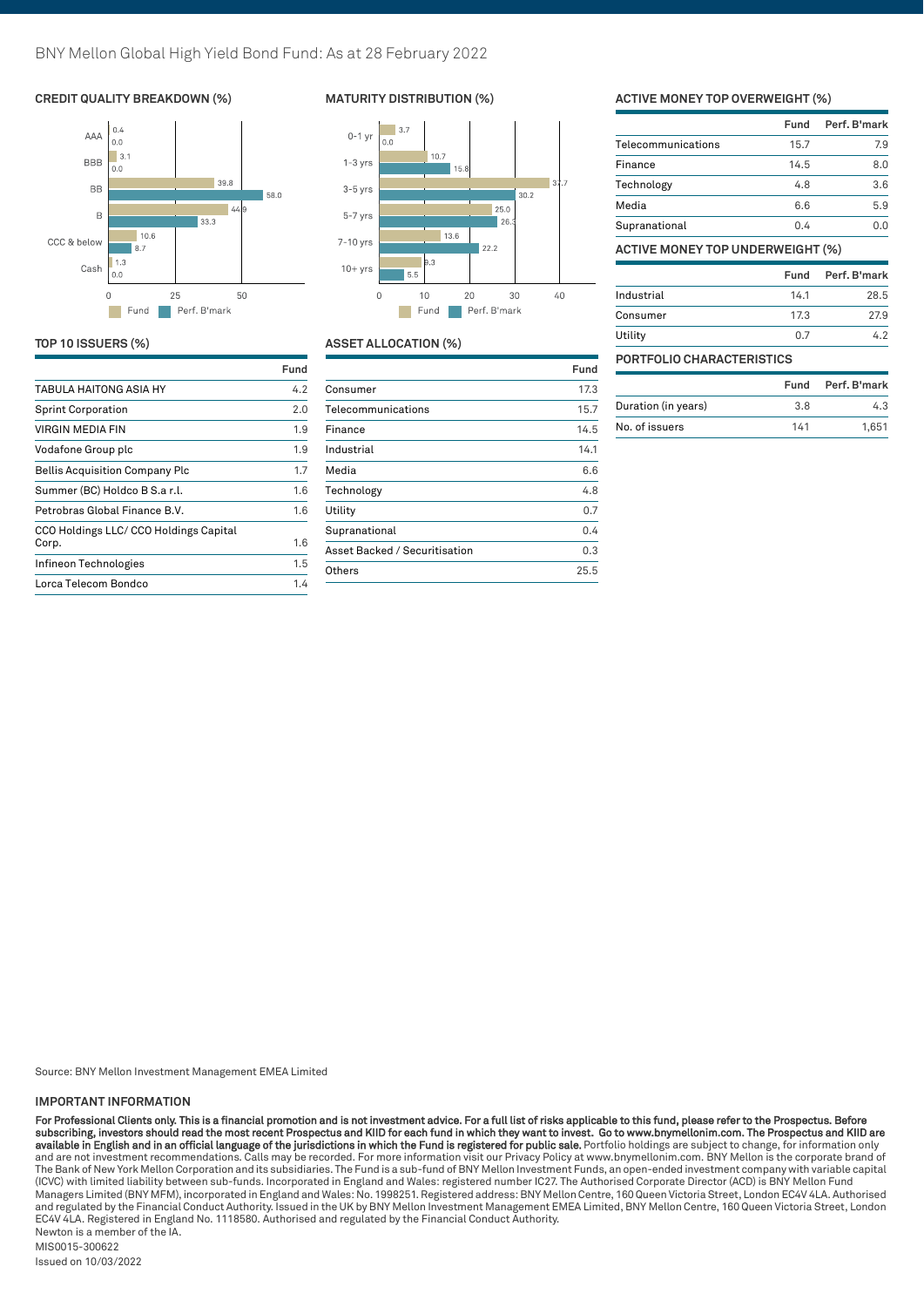# BNY Mellon Global High Yield Bond Fund: As at 28 February 2022

## CREDIT QUALITY BREAKDOWN (%)

AAA 0.4 0.0
BBB 3.1 0.0
BB 39.8 58.0
B 44.9 33.3
CCC & below 10.6 8.7
Cash 1.3 0.0

0 25 50

Fund Perf. B'mark

## MATURITY DISTRIBUTION (%)

0-1 yr 3.7 0.0
1-3 yrs 10.7 15.8
3-5 yrs 37.7 30.2
5-7 yrs 25.0 26.3
7-10 yrs 13.6 22.2
10+ yrs 9.3 5.5

0 10 20 30 40

Fund Perf. B'mark

## ACTIVE MONEY TOP OVERWEIGHT (%)

| | Fund | Perf. B'mark |
|---|---|---|
| Telecommunications | 15.7 | 7.9 |
| Finance | 14.5 | 8.0 |
| Technology | 4.8 | 3.6 |
| Media | 6.6 | 5.9 |
| Supranational | 0.4 | 0.0 |

## ACTIVE MONEY TOP UNDERWEIGHT (%)

| | Fund | Perf. B'mark |
|---|---|---|
| Industrial | 14.1 | 28.5 |
| Consumer | 17.3 | 27.9 |
| Utility | 0.7 | 4.2 |

## PORTFOLIO CHARACTERISTICS

| | Fund | Perf. B'mark |
|---|---|---|
| Duration (in years) | 3.8 | 4.3 |
| No. of issuers | 141 | 1,651 |

## TOP 10 ISSUERS (%)

| | Fund |
|---|---|
| TABULA HAITONG ASIA HY | 4.2 |
| Sprint Corporation | 2.0 |
| VIRGIN MEDIA FIN | 1.9 |
| Vodafone Group plc | 1.9 |
| Bellis Acquisition Company Plc | 1.7 |
| Summer (BC) Holdco B S.a r.l. | 1.6 |
| Petrobras Global Finance B.V. | 1.6 |
| CCO Holdings LLC/ CCO Holdings Capital Corp. | 1.6 |
| Infineon Technologies | 1.5 |
| Lorca Telecom Bondco | 1.4 |

## ASSET ALLOCATION (%)

| | Fund |
|---|---|
| Consumer | 17.3 |
| Telecommunications | 15.7 |
| Finance | 14.5 |
| Industrial | 14.1 |
| Media | 6.6 |
| Technology | 4.8 |
| Utility | 0.7 |
| Supranational | 0.4 |
| Asset Backed / Securitisation | 0.3 |
| Others | 25.5 |

Source: BNY Mellon Investment Management EMEA Limited

## IMPORTANT INFORMATION

**For Professional Clients only. This is a financial promotion and is not investment advice. For a full list of risks applicable to this fund, please refer to the Prospectus. Before subscribing, investors should read the most recent Prospectus and KIID for each fund in which they want to invest. Go to www.bnymellonim.com. The Prospectus and KIID are available in English and in an official language of the jurisdictions in which the Fund is registered for public sale.** Portfolio holdings are subject to change, for information only and are not investment recommendations. Calls may be recorded. For more information visit our Privacy Policy at www.bnymellonim.com. BNY Mellon is the corporate brand of The Bank of New York Mellon Corporation and its subsidiaries. The Fund is a sub-fund of BNY Mellon Investment Funds, an open-ended investment company with variable capital (ICVC) with limited liability between sub-funds. Incorporated in England and Wales: registered number IC27. The Authorised Corporate Director (ACD) is BNY Mellon Fund Managers Limited (BNY MFM), incorporated in England and Wales: No. 1998251. Registered address: BNY Mellon Centre, 160 Queen Victoria Street, London EC4V 4LA. Authorised and regulated by the Financial Conduct Authority. Issued in the UK by BNY Mellon Investment Management EMEA Limited, BNY Mellon Centre, 160 Queen Victoria Street, London EC4V 4LA. Registered in England No. 1118580. Authorised and regulated by the Financial Conduct Authority.

Newton is a member of the IA.

MIS0015-300622

Issued on 10/03/2022